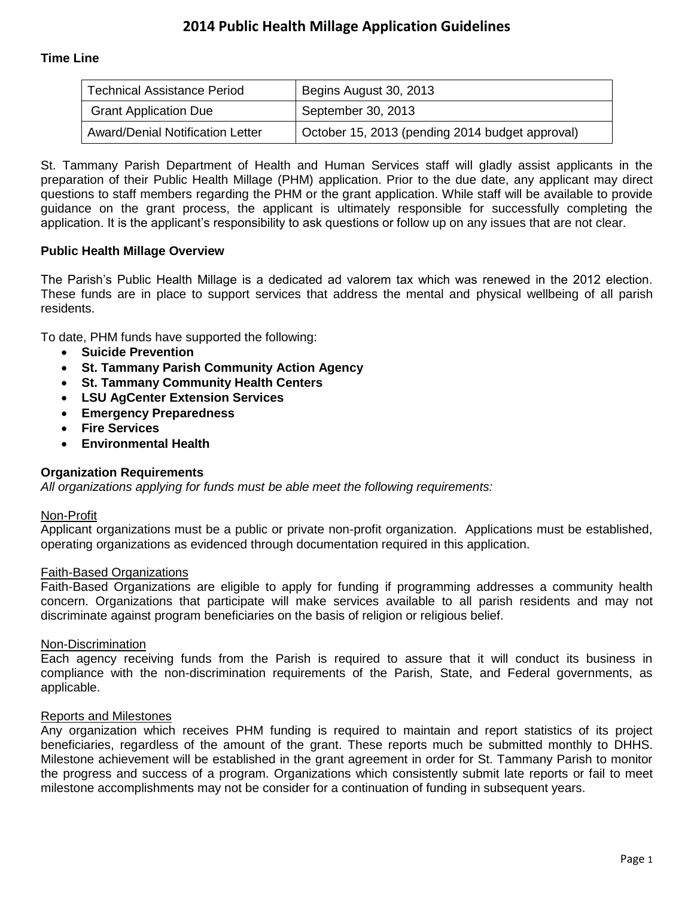# 2014 Public Health Millage Application Guidelines

**Time Line**

| Technical Assistance Period | Begins August 30, 2013 |
|---|---|
| Grant Application Due | September 30, 2013 |
| Award/Denial Notification Letter | October 15, 2013 (pending 2014 budget approval) |

St. Tammany Parish Department of Health and Human Services staff will gladly assist applicants in the preparation of their Public Health Millage (PHM) application. Prior to the due date, any applicant may direct questions to staff members regarding the PHM or the grant application. While staff will be available to provide guidance on the grant process, the applicant is ultimately responsible for successfully completing the application. It is the applicant's responsibility to ask questions or follow up on any issues that are not clear.

**Public Health Millage Overview**

The Parish's Public Health Millage is a dedicated ad valorem tax which was renewed in the 2012 election. These funds are in place to support services that address the mental and physical wellbeing of all parish residents.

To date, PHM funds have supported the following:

- **Suicide Prevention**
- **St. Tammany Parish Community Action Agency**
- **St. Tammany Community Health Centers**
- **LSU AgCenter Extension Services**
- **Emergency Preparedness**
- **Fire Services**
- **Environmental Health**

**Organization Requirements**

*All organizations applying for funds must be able meet the following requirements:*

Non-Profit

Applicant organizations must be a public or private non-profit organization. Applications must be established, operating organizations as evidenced through documentation required in this application.

Faith-Based Organizations

Faith-Based Organizations are eligible to apply for funding if programming addresses a community health concern. Organizations that participate will make services available to all parish residents and may not discriminate against program beneficiaries on the basis of religion or religious belief.

Non-Discrimination

Each agency receiving funds from the Parish is required to assure that it will conduct its business in compliance with the non-discrimination requirements of the Parish, State, and Federal governments, as applicable.

Reports and Milestones

Any organization which receives PHM funding is required to maintain and report statistics of its project beneficiaries, regardless of the amount of the grant. These reports much be submitted monthly to DHHS. Milestone achievement will be established in the grant agreement in order for St. Tammany Parish to monitor the progress and success of a program. Organizations which consistently submit late reports or fail to meet milestone accomplishments may not be consider for a continuation of funding in subsequent years.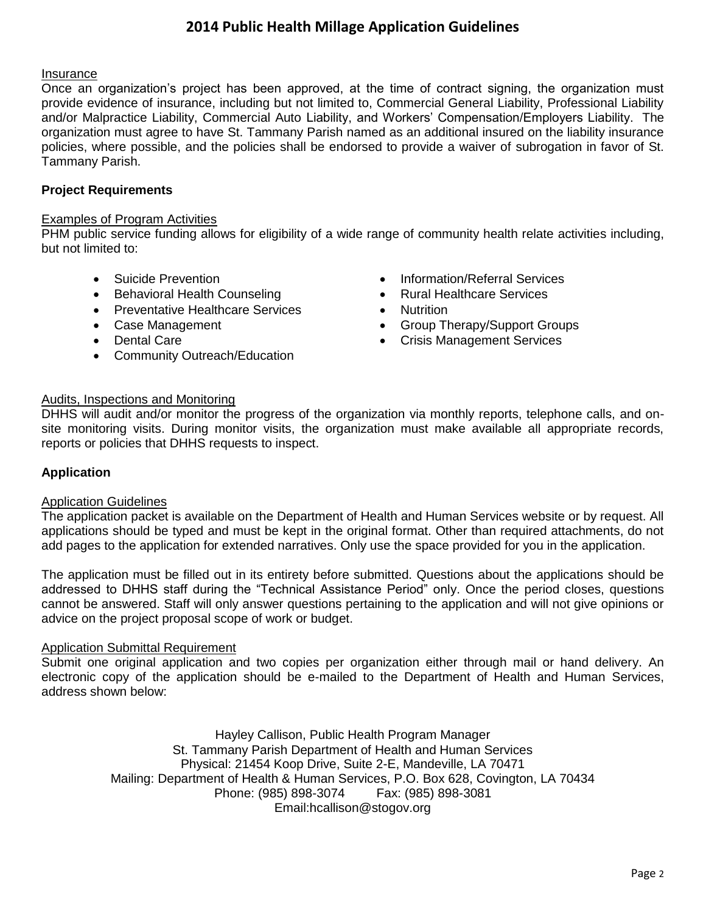#### Insurance

Once an organization's project has been approved, at the time of contract signing, the organization must provide evidence of insurance, including but not limited to, Commercial General Liability, Professional Liability and/or Malpractice Liability, Commercial Auto Liability, and Workers' Compensation/Employers Liability. The organization must agree to have St. Tammany Parish named as an additional insured on the liability insurance policies, where possible, and the policies shall be endorsed to provide a waiver of subrogation in favor of St. Tammany Parish.

### Project Requirements

#### Examples of Program Activities

PHM public service funding allows for eligibility of a wide range of community health relate activities including, but not limited to:

- Suicide Prevention
- Behavioral Health Counseling
- Preventative Healthcare Services
- Case Management
- Dental Care
- Community Outreach/Education
- Information/Referral Services
- Rural Healthcare Services
- Nutrition
- Group Therapy/Support Groups
- Crisis Management Services

#### Audits, Inspections and Monitoring

DHHS will audit and/or monitor the progress of the organization via monthly reports, telephone calls, and on-site monitoring visits. During monitor visits, the organization must make available all appropriate records, reports or policies that DHHS requests to inspect.

### Application

#### Application Guidelines

The application packet is available on the Department of Health and Human Services website or by request. All applications should be typed and must be kept in the original format. Other than required attachments, do not add pages to the application for extended narratives. Only use the space provided for you in the application.

The application must be filled out in its entirety before submitted. Questions about the applications should be addressed to DHHS staff during the "Technical Assistance Period" only. Once the period closes, questions cannot be answered. Staff will only answer questions pertaining to the application and will not give opinions or advice on the project proposal scope of work or budget.

#### Application Submittal Requirement

Submit one original application and two copies per organization either through mail or hand delivery. An electronic copy of the application should be e-mailed to the Department of Health and Human Services, address shown below:

Hayley Callison, Public Health Program Manager
St. Tammany Parish Department of Health and Human Services
Physical: 21454 Koop Drive, Suite 2-E, Mandeville, LA 70471
Mailing: Department of Health & Human Services, P.O. Box 628, Covington, LA 70434
Phone: (985) 898-3074 Fax: (985) 898-3081
Email:hcallison@stogov.org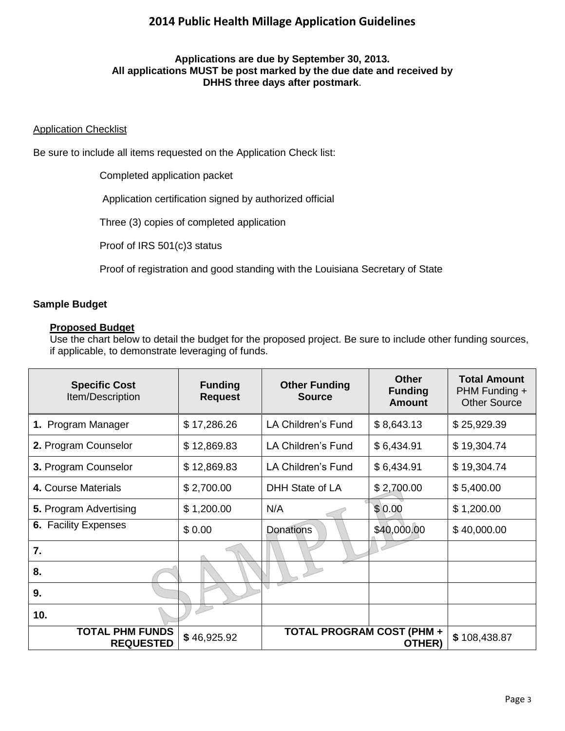# 2014 Public Health Millage Application Guidelines

**Applications are due by September 30, 2013.**
**All applications MUST be post marked by the due date and received by DHHS three days after postmark.**

Application Checklist

Be sure to include all items requested on the Application Check list:

- Completed application packet
- Application certification signed by authorized official
- Three (3) copies of completed application
- Proof of IRS 501(c)3 status
- Proof of registration and good standing with the Louisiana Secretary of State

**Sample Budget**

**Proposed Budget**

Use the chart below to detail the budget for the proposed project. Be sure to include other funding sources, if applicable, to demonstrate leveraging of funds.

| **Specific Cost** Item/Description | **Funding Request** | **Other Funding Source** | **Other Funding Amount** | **Total Amount** PHM Funding + Other Source |
|---|---|---|---|---|
| **1.** Program Manager | $ 17,286.26 | LA Children's Fund | $ 8,643.13 | $ 25,929.39 |
| **2.** Program Counselor | $ 12,869.83 | LA Children's Fund | $ 6,434.91 | $ 19,304.74 |
| **3.** Program Counselor | $ 12,869.83 | LA Children's Fund | $ 6,434.91 | $ 19,304.74 |
| **4.** Course Materials | $ 2,700.00 | DHH State of LA | $ 2,700.00 | $ 5,400.00 |
| **5.** Program Advertising | $ 1,200.00 | N/A | $ 0.00 | $ 1,200.00 |
| **6.** Facility Expenses | $ 0.00 | Donations | $40,000.00 | $ 40,000.00 |
| **7.** | | | | |
| **8.** | | | | |
| **9.** | | | | |
| **10.** | | | | |
| **TOTAL PHM FUNDS REQUESTED** | **$** 46,925.92 | **TOTAL PROGRAM COST (PHM + OTHER)** | | **$** 108,438.87 |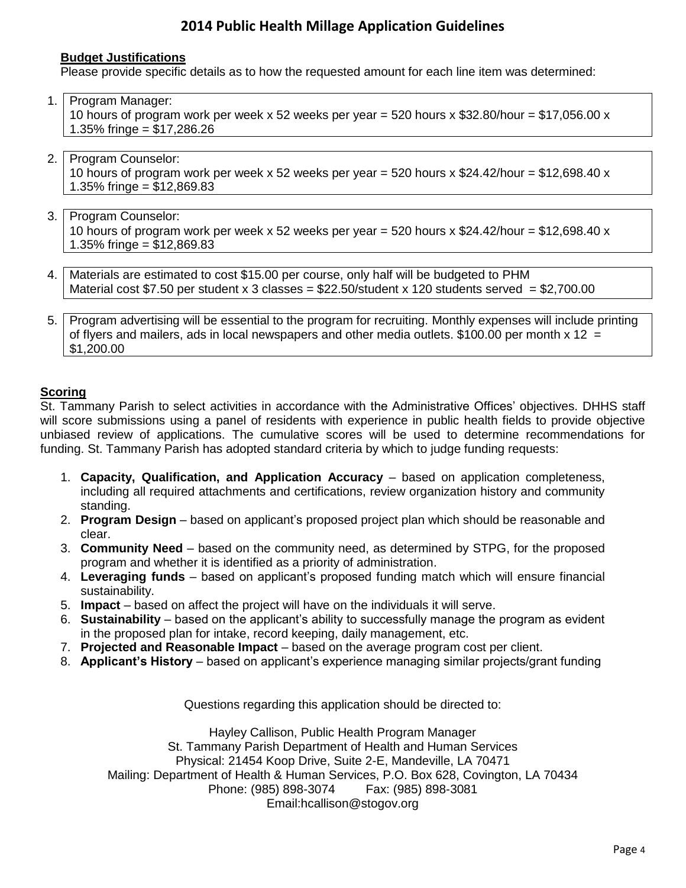# 2014 Public Health Millage Application Guidelines

**Budget Justifications**

Please provide specific details as to how the requested amount for each line item was determined:

1. Program Manager:
   10 hours of program work per week x 52 weeks per year = 520 hours x $32.80/hour = $17,056.00 x 1.35% fringe = $17,286.26

2. Program Counselor:
   10 hours of program work per week x 52 weeks per year = 520 hours x $24.42/hour = $12,698.40 x 1.35% fringe = $12,869.83

3. Program Counselor:
   10 hours of program work per week x 52 weeks per year = 520 hours x $24.42/hour = $12,698.40 x 1.35% fringe = $12,869.83

4. Materials are estimated to cost $15.00 per course, only half will be budgeted to PHM
   Material cost $7.50 per student x 3 classes = $22.50/student x 120 students served = $2,700.00

5. Program advertising will be essential to the program for recruiting. Monthly expenses will include printing of flyers and mailers, ads in local newspapers and other media outlets. $100.00 per month x 12 = $1,200.00

**Scoring**

St. Tammany Parish to select activities in accordance with the Administrative Offices' objectives. DHHS staff will score submissions using a panel of residents with experience in public health fields to provide objective unbiased review of applications. The cumulative scores will be used to determine recommendations for funding. St. Tammany Parish has adopted standard criteria by which to judge funding requests:

1. **Capacity, Qualification, and Application Accuracy** – based on application completeness, including all required attachments and certifications, review organization history and community standing.
2. **Program Design** – based on applicant's proposed project plan which should be reasonable and clear.
3. **Community Need** – based on the community need, as determined by STPG, for the proposed program and whether it is identified as a priority of administration.
4. **Leveraging funds** – based on applicant's proposed funding match which will ensure financial sustainability.
5. **Impact** – based on affect the project will have on the individuals it will serve.
6. **Sustainability** – based on the applicant's ability to successfully manage the program as evident in the proposed plan for intake, record keeping, daily management, etc.
7. **Projected and Reasonable Impact** – based on the average program cost per client.
8. **Applicant's History** – based on applicant's experience managing similar projects/grant funding

Questions regarding this application should be directed to:

Hayley Callison, Public Health Program Manager
St. Tammany Parish Department of Health and Human Services
Physical: 21454 Koop Drive, Suite 2-E, Mandeville, LA 70471
Mailing: Department of Health & Human Services, P.O. Box 628, Covington, LA 70434
Phone: (985) 898-3074 Fax: (985) 898-3081
Email:hcallison@stogov.org